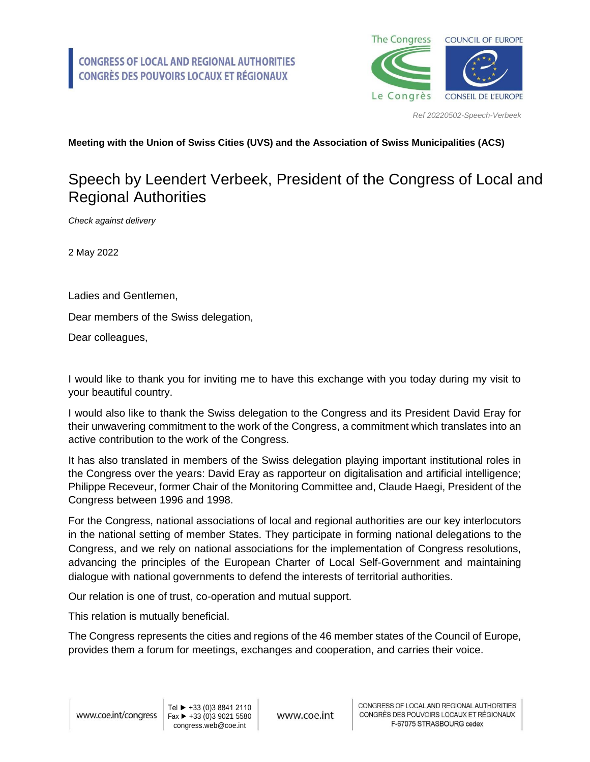CONGRESS OF LOCAL AND REGIONAL AUTHORITIES
CONGRÈS DES POUVOIRS LOCAUX ET RÉGIONAUX

*Ref 20220502-Speech-Verbeek*

**Meeting with the Union of Swiss Cities (UVS) and the Association of Swiss Municipalities (ACS)**

# Speech by Leendert Verbeek, President of the Congress of Local and Regional Authorities

*Check against delivery*

2 May 2022

Ladies and Gentlemen,

Dear members of the Swiss delegation,

Dear colleagues,

I would like to thank you for inviting me to have this exchange with you today during my visit to your beautiful country.

I would also like to thank the Swiss delegation to the Congress and its President David Eray for their unwavering commitment to the work of the Congress, a commitment which translates into an active contribution to the work of the Congress.

It has also translated in members of the Swiss delegation playing important institutional roles in the Congress over the years: David Eray as rapporteur on digitalisation and artificial intelligence; Philippe Receveur, former Chair of the Monitoring Committee and, Claude Haegi, President of the Congress between 1996 and 1998.

For the Congress, national associations of local and regional authorities are our key interlocutors in the national setting of member States. They participate in forming national delegations to the Congress, and we rely on national associations for the implementation of Congress resolutions, advancing the principles of the European Charter of Local Self-Government and maintaining dialogue with national governments to defend the interests of territorial authorities.

Our relation is one of trust, co-operation and mutual support.

This relation is mutually beneficial.

The Congress represents the cities and regions of the 46 member states of the Council of Europe, provides them a forum for meetings, exchanges and cooperation, and carries their voice.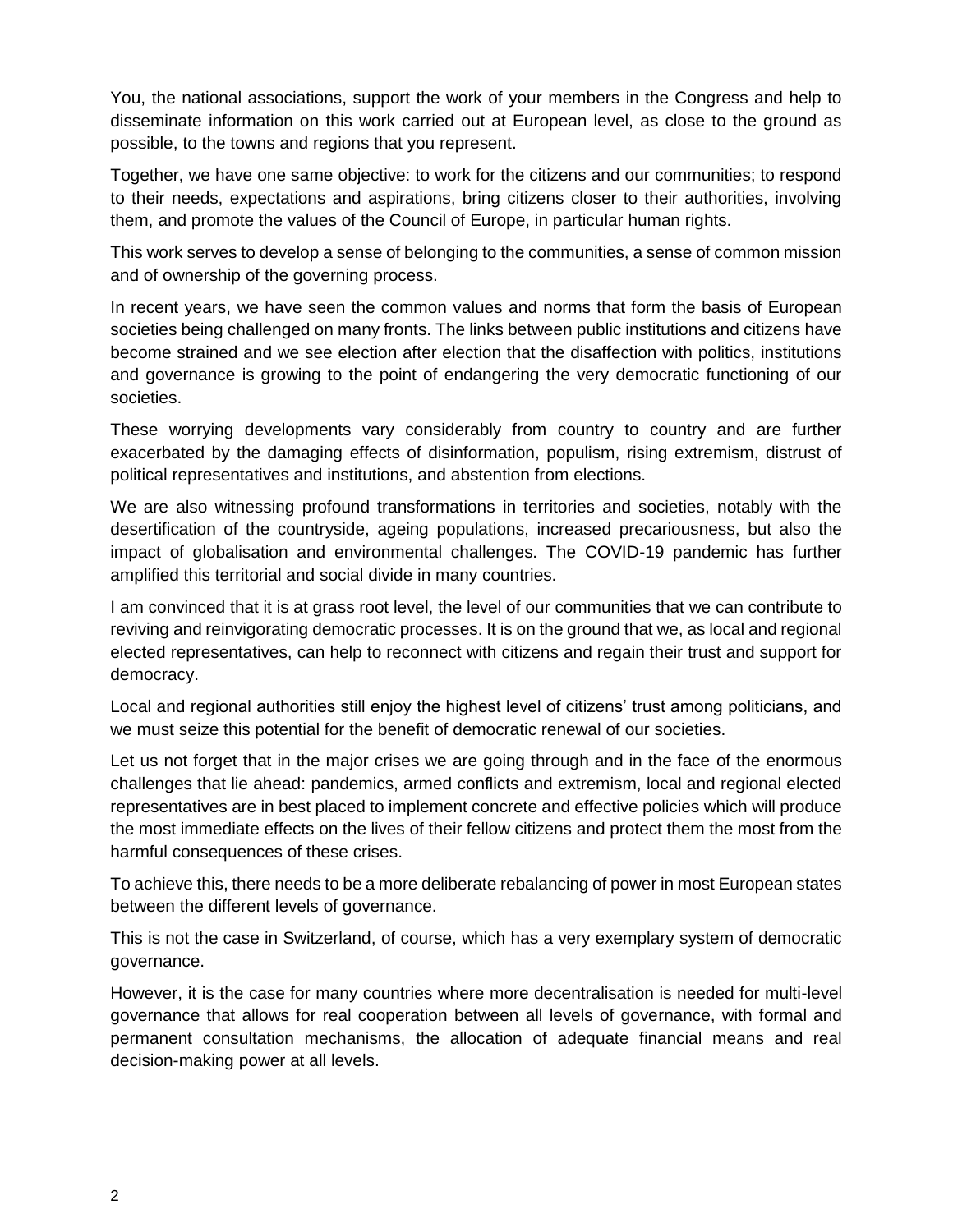You, the national associations, support the work of your members in the Congress and help to disseminate information on this work carried out at European level, as close to the ground as possible, to the towns and regions that you represent.

Together, we have one same objective: to work for the citizens and our communities; to respond to their needs, expectations and aspirations, bring citizens closer to their authorities, involving them, and promote the values of the Council of Europe, in particular human rights.

This work serves to develop a sense of belonging to the communities, a sense of common mission and of ownership of the governing process.

In recent years, we have seen the common values and norms that form the basis of European societies being challenged on many fronts. The links between public institutions and citizens have become strained and we see election after election that the disaffection with politics, institutions and governance is growing to the point of endangering the very democratic functioning of our societies.

These worrying developments vary considerably from country to country and are further exacerbated by the damaging effects of disinformation, populism, rising extremism, distrust of political representatives and institutions, and abstention from elections.

We are also witnessing profound transformations in territories and societies, notably with the desertification of the countryside, ageing populations, increased precariousness, but also the impact of globalisation and environmental challenges. The COVID-19 pandemic has further amplified this territorial and social divide in many countries.

I am convinced that it is at grass root level, the level of our communities that we can contribute to reviving and reinvigorating democratic processes. It is on the ground that we, as local and regional elected representatives, can help to reconnect with citizens and regain their trust and support for democracy.

Local and regional authorities still enjoy the highest level of citizens' trust among politicians, and we must seize this potential for the benefit of democratic renewal of our societies.

Let us not forget that in the major crises we are going through and in the face of the enormous challenges that lie ahead: pandemics, armed conflicts and extremism, local and regional elected representatives are in best placed to implement concrete and effective policies which will produce the most immediate effects on the lives of their fellow citizens and protect them the most from the harmful consequences of these crises.

To achieve this, there needs to be a more deliberate rebalancing of power in most European states between the different levels of governance.

This is not the case in Switzerland, of course, which has a very exemplary system of democratic governance.

However, it is the case for many countries where more decentralisation is needed for multi-level governance that allows for real cooperation between all levels of governance, with formal and permanent consultation mechanisms, the allocation of adequate financial means and real decision-making power at all levels.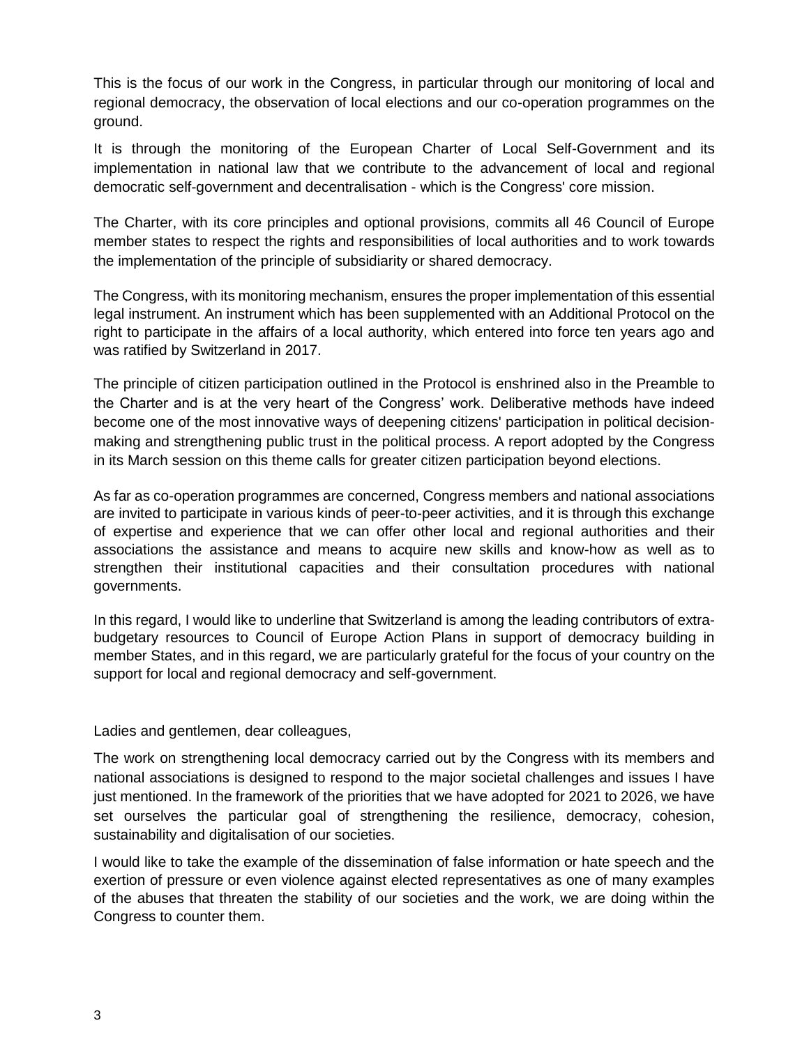This is the focus of our work in the Congress, in particular through our monitoring of local and regional democracy, the observation of local elections and our co-operation programmes on the ground.

It is through the monitoring of the European Charter of Local Self-Government and its implementation in national law that we contribute to the advancement of local and regional democratic self-government and decentralisation - which is the Congress' core mission.

The Charter, with its core principles and optional provisions, commits all 46 Council of Europe member states to respect the rights and responsibilities of local authorities and to work towards the implementation of the principle of subsidiarity or shared democracy.

The Congress, with its monitoring mechanism, ensures the proper implementation of this essential legal instrument. An instrument which has been supplemented with an Additional Protocol on the right to participate in the affairs of a local authority, which entered into force ten years ago and was ratified by Switzerland in 2017.

The principle of citizen participation outlined in the Protocol is enshrined also in the Preamble to the Charter and is at the very heart of the Congress' work. Deliberative methods have indeed become one of the most innovative ways of deepening citizens' participation in political decision-making and strengthening public trust in the political process. A report adopted by the Congress in its March session on this theme calls for greater citizen participation beyond elections.

As far as co-operation programmes are concerned, Congress members and national associations are invited to participate in various kinds of peer-to-peer activities, and it is through this exchange of expertise and experience that we can offer other local and regional authorities and their associations the assistance and means to acquire new skills and know-how as well as to strengthen their institutional capacities and their consultation procedures with national governments.

In this regard, I would like to underline that Switzerland is among the leading contributors of extra-budgetary resources to Council of Europe Action Plans in support of democracy building in member States, and in this regard, we are particularly grateful for the focus of your country on the support for local and regional democracy and self-government.

Ladies and gentlemen, dear colleagues,

The work on strengthening local democracy carried out by the Congress with its members and national associations is designed to respond to the major societal challenges and issues I have just mentioned. In the framework of the priorities that we have adopted for 2021 to 2026, we have set ourselves the particular goal of strengthening the resilience, democracy, cohesion, sustainability and digitalisation of our societies.

I would like to take the example of the dissemination of false information or hate speech and the exertion of pressure or even violence against elected representatives as one of many examples of the abuses that threaten the stability of our societies and the work, we are doing within the Congress to counter them.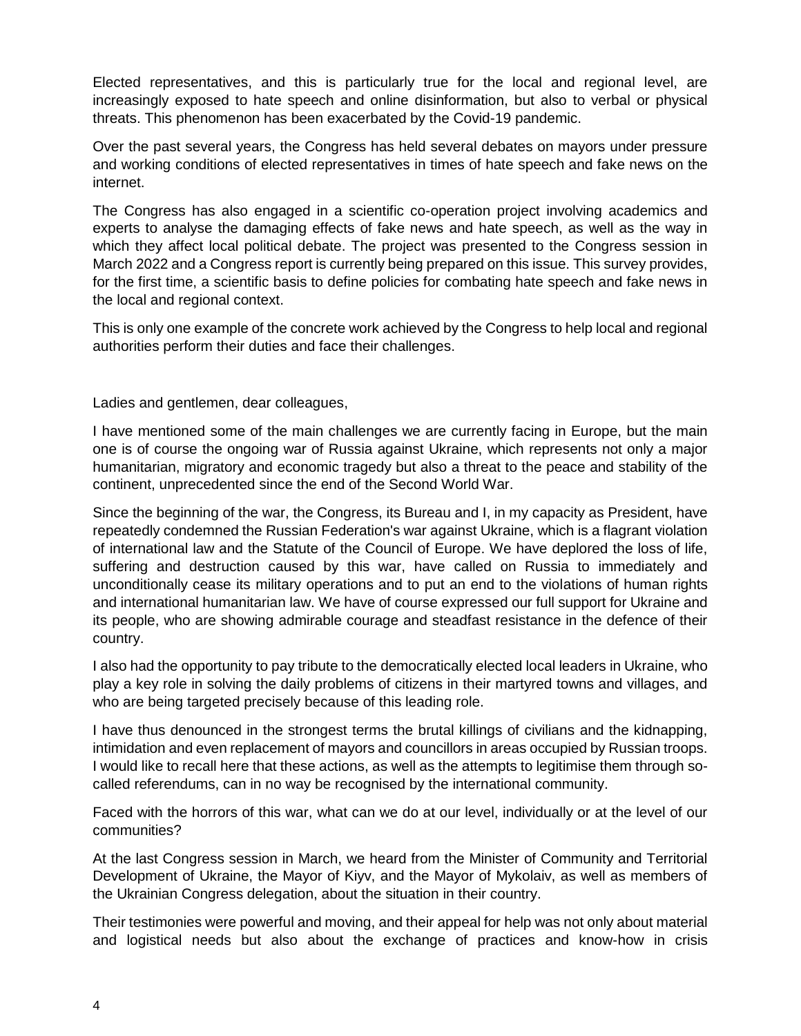Elected representatives, and this is particularly true for the local and regional level, are increasingly exposed to hate speech and online disinformation, but also to verbal or physical threats. This phenomenon has been exacerbated by the Covid-19 pandemic.

Over the past several years, the Congress has held several debates on mayors under pressure and working conditions of elected representatives in times of hate speech and fake news on the internet.

The Congress has also engaged in a scientific co-operation project involving academics and experts to analyse the damaging effects of fake news and hate speech, as well as the way in which they affect local political debate. The project was presented to the Congress session in March 2022 and a Congress report is currently being prepared on this issue. This survey provides, for the first time, a scientific basis to define policies for combating hate speech and fake news in the local and regional context.

This is only one example of the concrete work achieved by the Congress to help local and regional authorities perform their duties and face their challenges.

Ladies and gentlemen, dear colleagues,

I have mentioned some of the main challenges we are currently facing in Europe, but the main one is of course the ongoing war of Russia against Ukraine, which represents not only a major humanitarian, migratory and economic tragedy but also a threat to the peace and stability of the continent, unprecedented since the end of the Second World War.

Since the beginning of the war, the Congress, its Bureau and I, in my capacity as President, have repeatedly condemned the Russian Federation's war against Ukraine, which is a flagrant violation of international law and the Statute of the Council of Europe. We have deplored the loss of life, suffering and destruction caused by this war, have called on Russia to immediately and unconditionally cease its military operations and to put an end to the violations of human rights and international humanitarian law. We have of course expressed our full support for Ukraine and its people, who are showing admirable courage and steadfast resistance in the defence of their country.

I also had the opportunity to pay tribute to the democratically elected local leaders in Ukraine, who play a key role in solving the daily problems of citizens in their martyred towns and villages, and who are being targeted precisely because of this leading role.

I have thus denounced in the strongest terms the brutal killings of civilians and the kidnapping, intimidation and even replacement of mayors and councillors in areas occupied by Russian troops. I would like to recall here that these actions, as well as the attempts to legitimise them through so-called referendums, can in no way be recognised by the international community.

Faced with the horrors of this war, what can we do at our level, individually or at the level of our communities?

At the last Congress session in March, we heard from the Minister of Community and Territorial Development of Ukraine, the Mayor of Kiyv, and the Mayor of Mykolaiv, as well as members of the Ukrainian Congress delegation, about the situation in their country.

Their testimonies were powerful and moving, and their appeal for help was not only about material and logistical needs but also about the exchange of practices and know-how in crisis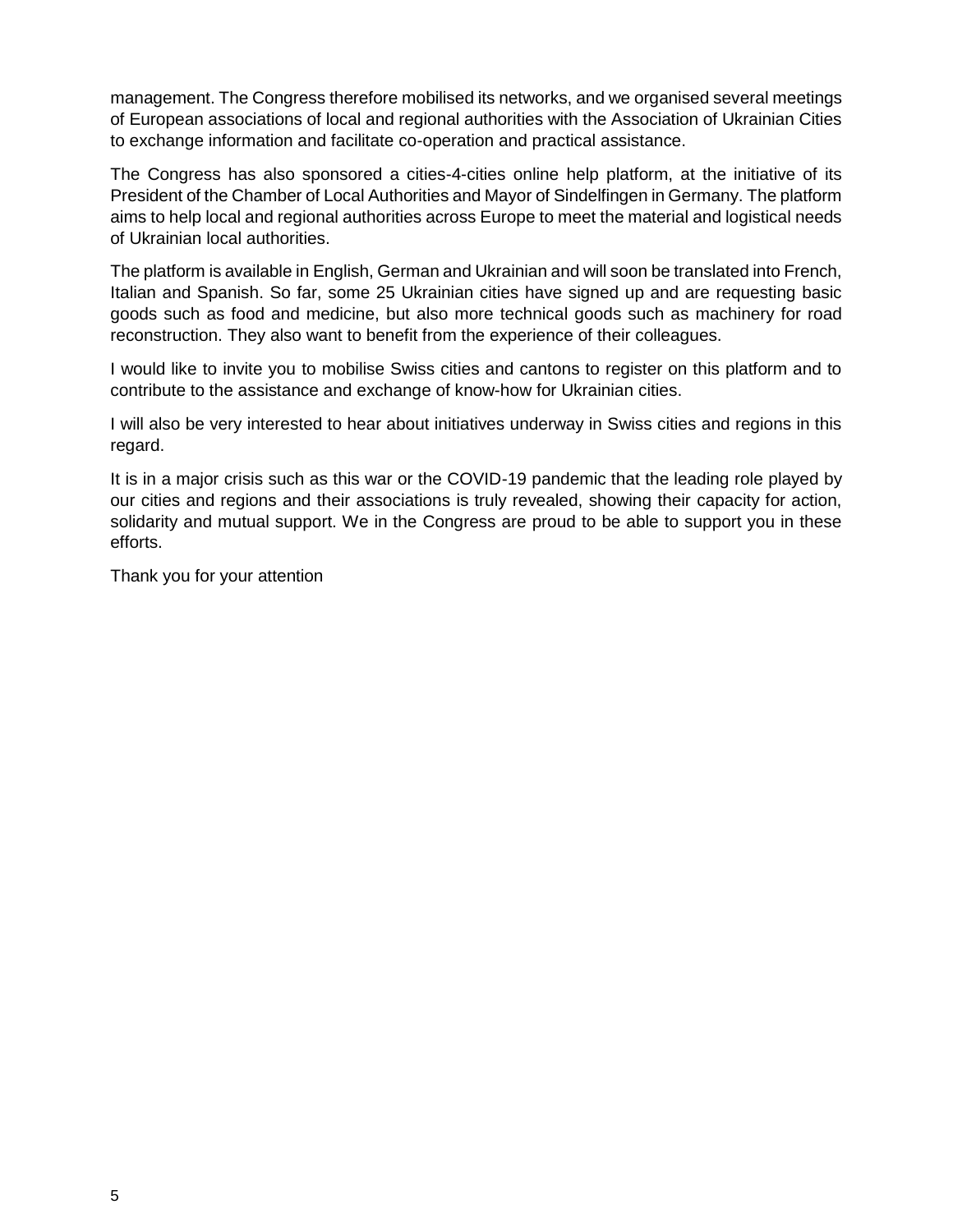management. The Congress therefore mobilised its networks, and we organised several meetings of European associations of local and regional authorities with the Association of Ukrainian Cities to exchange information and facilitate co-operation and practical assistance.

The Congress has also sponsored a cities-4-cities online help platform, at the initiative of its President of the Chamber of Local Authorities and Mayor of Sindelfingen in Germany. The platform aims to help local and regional authorities across Europe to meet the material and logistical needs of Ukrainian local authorities.

The platform is available in English, German and Ukrainian and will soon be translated into French, Italian and Spanish. So far, some 25 Ukrainian cities have signed up and are requesting basic goods such as food and medicine, but also more technical goods such as machinery for road reconstruction. They also want to benefit from the experience of their colleagues.

I would like to invite you to mobilise Swiss cities and cantons to register on this platform and to contribute to the assistance and exchange of know-how for Ukrainian cities.

I will also be very interested to hear about initiatives underway in Swiss cities and regions in this regard.

It is in a major crisis such as this war or the COVID-19 pandemic that the leading role played by our cities and regions and their associations is truly revealed, showing their capacity for action, solidarity and mutual support. We in the Congress are proud to be able to support you in these efforts.

Thank you for your attention